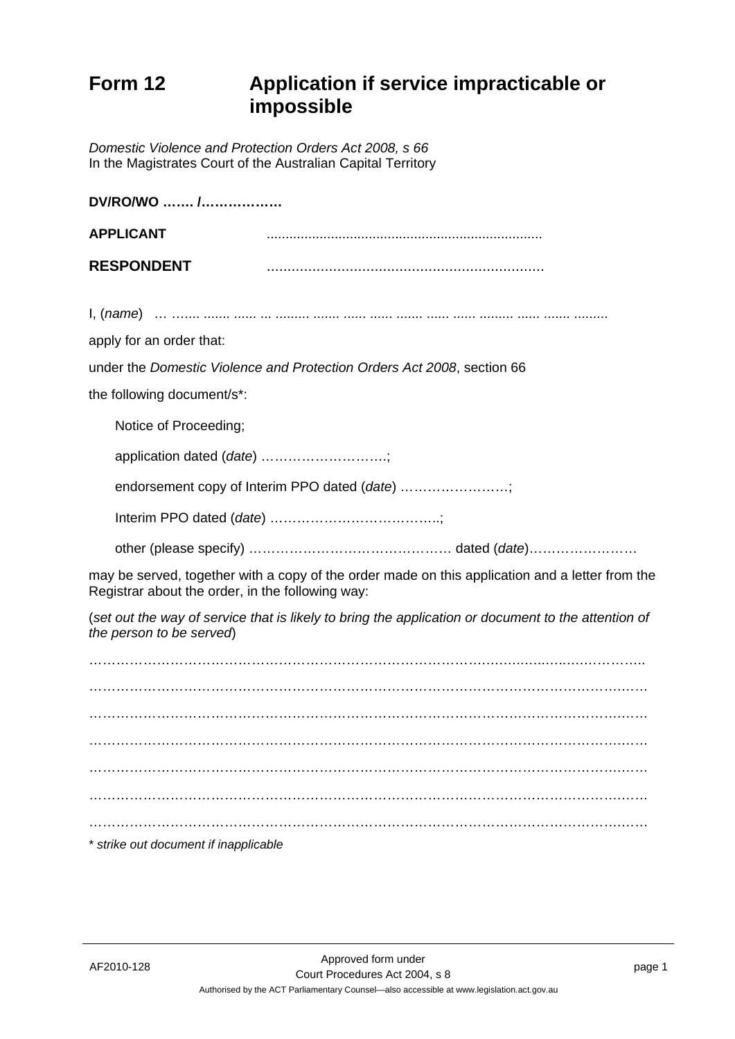# Form 12 Application if service impracticable or impossible

*Domestic Violence and Protection Orders Act 2008, s 66*
In the Magistrates Court of the Australian Capital Territory

**DV/RO/WO ……. /………………**

**APPLICANT** ........................................................................

**RESPONDENT** ……………………………………………………….

I, (*name*) … ……. ....... ...... .. ......... ....... ...... ...... ....... ...... ...... ......... ...... ....... .........

apply for an order that:

under the *Domestic Violence and Protection Orders Act 2008*, section 66

the following document/s*:

Notice of Proceeding;

application dated (*date*) ………………………..;

endorsement copy of Interim PPO dated (*date*) ……………………;

Interim PPO dated (*date*) ………………………………..;

other (please specify) ……………………………………… dated (*date*)……………………

may be served, together with a copy of the order made on this application and a letter from the Registrar about the order, in the following way:

(*set out the way of service that is likely to bring the application or document to the attention of the person to be served*)

…………………………………………………………………………………………………………..

…………………………………………………………………………………………………………..

…………………………………………………………………………………………………………..

…………………………………………………………………………………………………………..

…………………………………………………………………………………………………………..

…………………………………………………………………………………………………………..

…………………………………………………………………………………………………………..

\* *strike out document if inapplicable*

AF2010-128

Approved form under Court Procedures Act 2004, s 8

Authorised by the ACT Parliamentary Counsel—also accessible at www.legislation.act.gov.au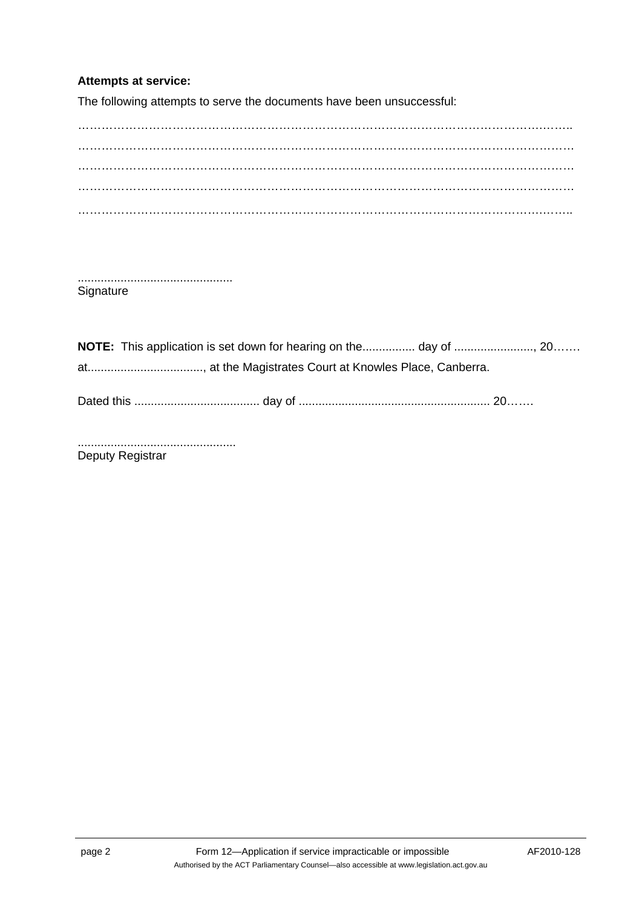**Attempts at service:**

The following attempts to serve the documents have been unsuccessful:

…………………………………………………………………………………………………………..

…………………………………………………………………………………………………………

…………………………………………………………………………………………………………

…………………………………………………………………………………………………………

…………………………………………………………………………………………………………..

...............................................
Signature

**NOTE:** This application is set down for hearing on the................ day of ........................, 20……

at..................................., at the Magistrates Court at Knowles Place, Canberra.

Dated this ...................................... day of .......................................................... 20……

................................................
Deputy Registrar